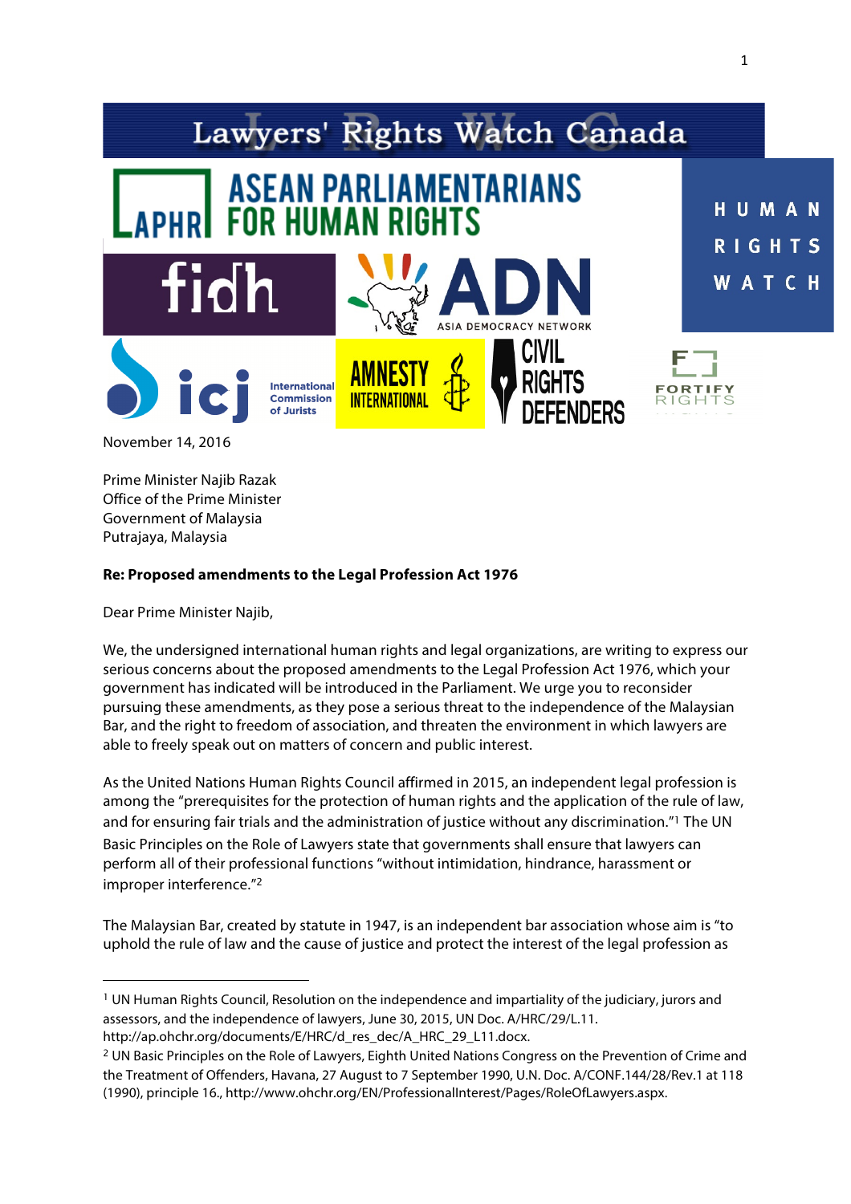Lawyers' Rights Watch Canada

ASEAN PARLIAMENTARIANS FOR HUMAN RIGHTS

HUMAN RIGHTS WATCH

fidh

ADN ASIA DEMOCRACY NETWORK

icj International Commission of Jurists

AMNESTY INTERNATIONAL

CIVIL RIGHTS DEFENDERS

FORTIFY RIGHTS

November 14, 2016

Prime Minister Najib Razak
Office of the Prime Minister
Government of Malaysia
Putrajaya, Malaysia

**Re: Proposed amendments to the Legal Profession Act 1976**

Dear Prime Minister Najib,

We, the undersigned international human rights and legal organizations, are writing to express our serious concerns about the proposed amendments to the Legal Profession Act 1976, which your government has indicated will be introduced in the Parliament. We urge you to reconsider pursuing these amendments, as they pose a serious threat to the independence of the Malaysian Bar, and the right to freedom of association, and threaten the environment in which lawyers are able to freely speak out on matters of concern and public interest.

As the United Nations Human Rights Council affirmed in 2015, an independent legal profession is among the "prerequisites for the protection of human rights and the application of the rule of law, and for ensuring fair trials and the administration of justice without any discrimination."[1] The UN Basic Principles on the Role of Lawyers state that governments shall ensure that lawyers can perform all of their professional functions "without intimidation, hindrance, harassment or improper interference."[2]

The Malaysian Bar, created by statute in 1947, is an independent bar association whose aim is "to uphold the rule of law and the cause of justice and protect the interest of the legal profession as

---

[1] UN Human Rights Council, Resolution on the independence and impartiality of the judiciary, jurors and assessors, and the independence of lawyers, June 30, 2015, UN Doc. A/HRC/29/L.11. http://ap.ohchr.org/documents/E/HRC/d_res_dec/A_HRC_29_L11.docx.

[2] UN Basic Principles on the Role of Lawyers, Eighth United Nations Congress on the Prevention of Crime and the Treatment of Offenders, Havana, 27 August to 7 September 1990, U.N. Doc. A/CONF.144/28/Rev.1 at 118 (1990), principle 16., http://www.ohchr.org/EN/ProfessionalInterest/Pages/RoleOfLawyers.aspx.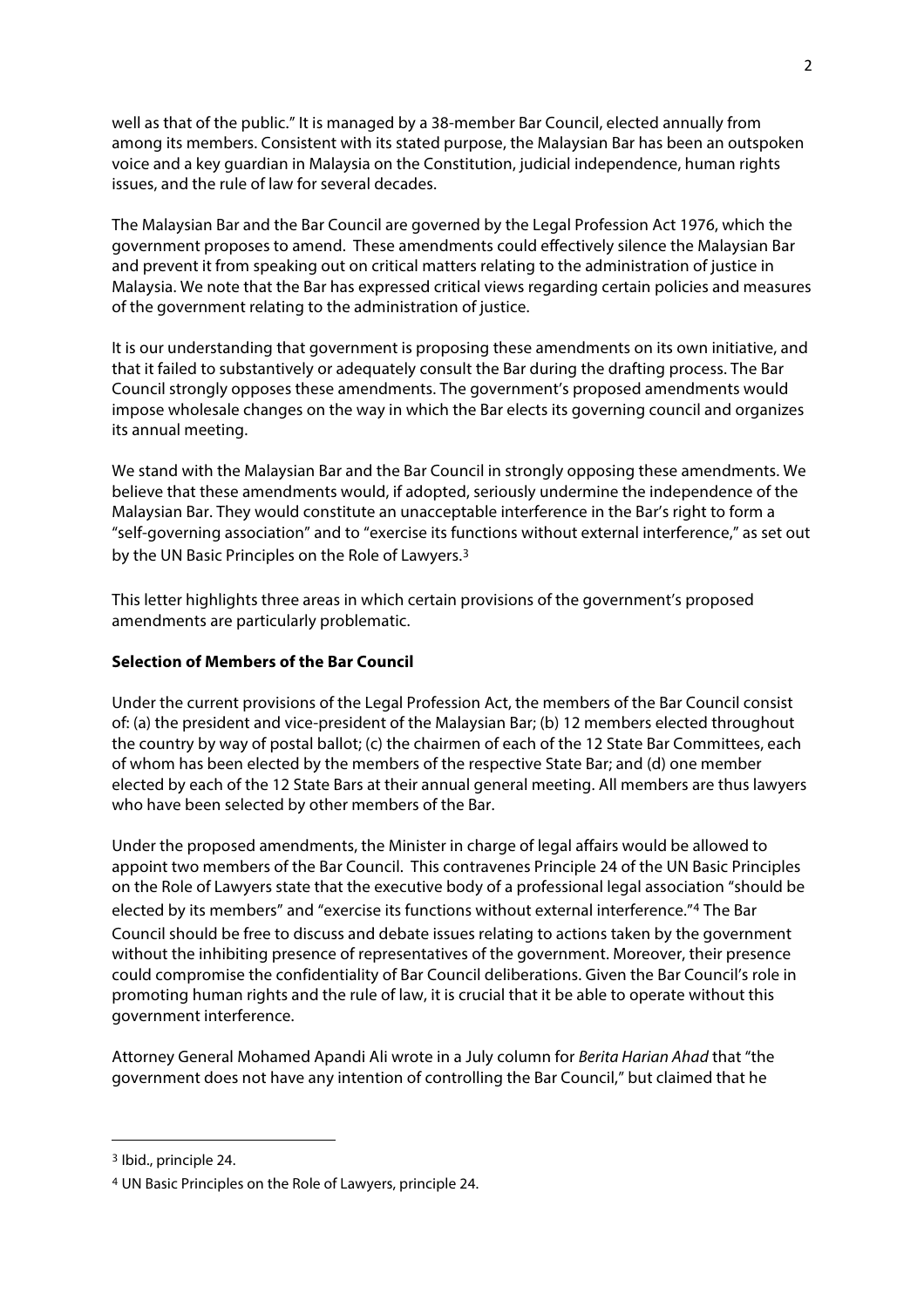well as that of the public." It is managed by a 38-member Bar Council, elected annually from among its members. Consistent with its stated purpose, the Malaysian Bar has been an outspoken voice and a key guardian in Malaysia on the Constitution, judicial independence, human rights issues, and the rule of law for several decades.

The Malaysian Bar and the Bar Council are governed by the Legal Profession Act 1976, which the government proposes to amend. These amendments could effectively silence the Malaysian Bar and prevent it from speaking out on critical matters relating to the administration of justice in Malaysia. We note that the Bar has expressed critical views regarding certain policies and measures of the government relating to the administration of justice.

It is our understanding that government is proposing these amendments on its own initiative, and that it failed to substantively or adequately consult the Bar during the drafting process. The Bar Council strongly opposes these amendments. The government's proposed amendments would impose wholesale changes on the way in which the Bar elects its governing council and organizes its annual meeting.

We stand with the Malaysian Bar and the Bar Council in strongly opposing these amendments. We believe that these amendments would, if adopted, seriously undermine the independence of the Malaysian Bar. They would constitute an unacceptable interference in the Bar's right to form a "self-governing association" and to "exercise its functions without external interference," as set out by the UN Basic Principles on the Role of Lawyers.[3]

This letter highlights three areas in which certain provisions of the government's proposed amendments are particularly problematic.

**Selection of Members of the Bar Council**

Under the current provisions of the Legal Profession Act, the members of the Bar Council consist of: (a) the president and vice-president of the Malaysian Bar; (b) 12 members elected throughout the country by way of postal ballot; (c) the chairmen of each of the 12 State Bar Committees, each of whom has been elected by the members of the respective State Bar; and (d) one member elected by each of the 12 State Bars at their annual general meeting. All members are thus lawyers who have been selected by other members of the Bar.

Under the proposed amendments, the Minister in charge of legal affairs would be allowed to appoint two members of the Bar Council. This contravenes Principle 24 of the UN Basic Principles on the Role of Lawyers state that the executive body of a professional legal association "should be elected by its members" and "exercise its functions without external interference."[4] The Bar Council should be free to discuss and debate issues relating to actions taken by the government without the inhibiting presence of representatives of the government. Moreover, their presence could compromise the confidentiality of Bar Council deliberations. Given the Bar Council's role in promoting human rights and the rule of law, it is crucial that it be able to operate without this government interference.

Attorney General Mohamed Apandi Ali wrote in a July column for *Berita Harian Ahad* that "the government does not have any intention of controlling the Bar Council," but claimed that he

---

[3] Ibid., principle 24.

[4] UN Basic Principles on the Role of Lawyers, principle 24.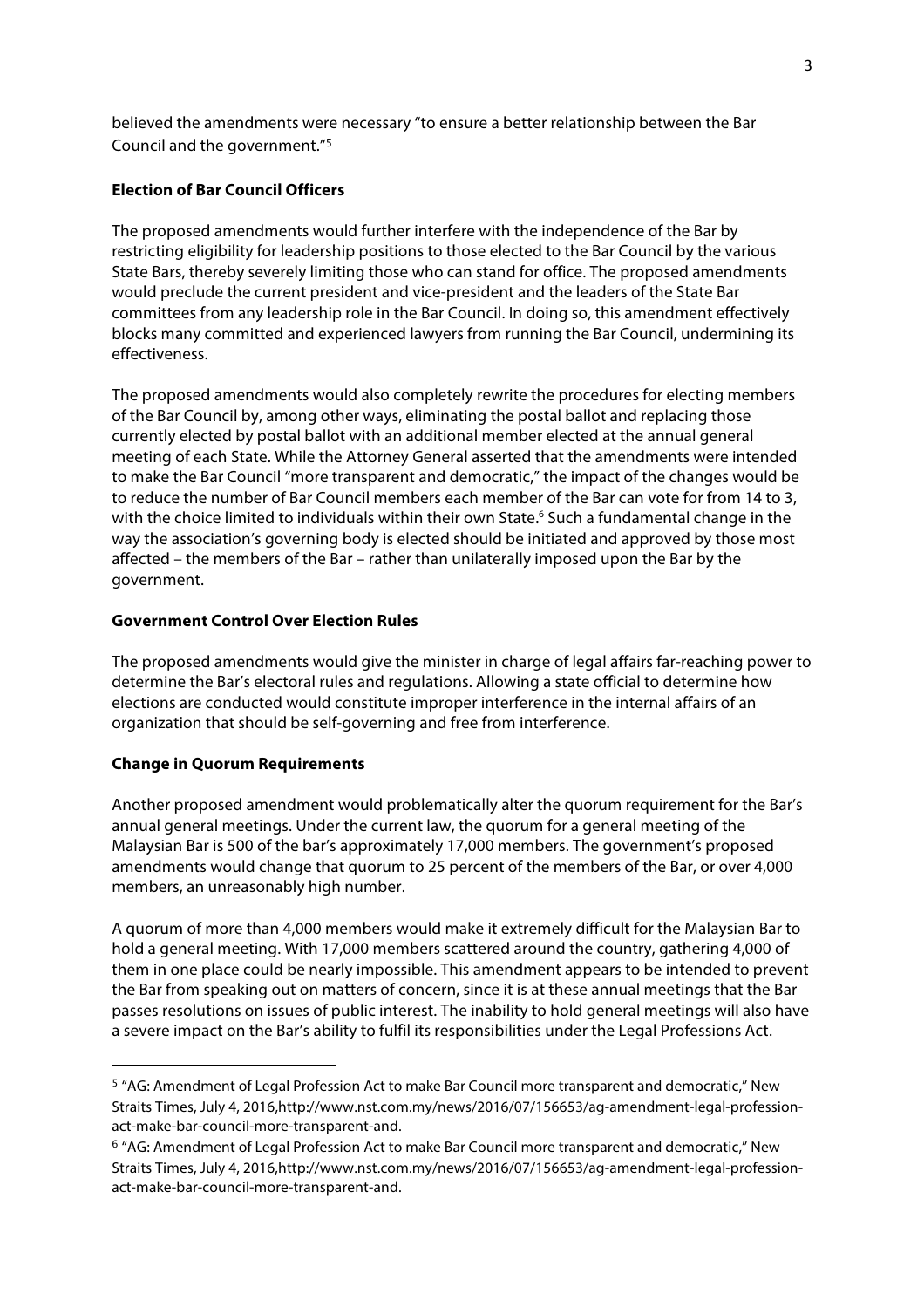believed the amendments were necessary "to ensure a better relationship between the Bar Council and the government."[5]

**Election of Bar Council Officers**

The proposed amendments would further interfere with the independence of the Bar by restricting eligibility for leadership positions to those elected to the Bar Council by the various State Bars, thereby severely limiting those who can stand for office. The proposed amendments would preclude the current president and vice-president and the leaders of the State Bar committees from any leadership role in the Bar Council. In doing so, this amendment effectively blocks many committed and experienced lawyers from running the Bar Council, undermining its effectiveness.

The proposed amendments would also completely rewrite the procedures for electing members of the Bar Council by, among other ways, eliminating the postal ballot and replacing those currently elected by postal ballot with an additional member elected at the annual general meeting of each State. While the Attorney General asserted that the amendments were intended to make the Bar Council "more transparent and democratic," the impact of the changes would be to reduce the number of Bar Council members each member of the Bar can vote for from 14 to 3, with the choice limited to individuals within their own State.[6] Such a fundamental change in the way the association's governing body is elected should be initiated and approved by those most affected – the members of the Bar – rather than unilaterally imposed upon the Bar by the government.

**Government Control Over Election Rules**

The proposed amendments would give the minister in charge of legal affairs far-reaching power to determine the Bar's electoral rules and regulations. Allowing a state official to determine how elections are conducted would constitute improper interference in the internal affairs of an organization that should be self-governing and free from interference.

**Change in Quorum Requirements**

Another proposed amendment would problematically alter the quorum requirement for the Bar's annual general meetings. Under the current law, the quorum for a general meeting of the Malaysian Bar is 500 of the bar's approximately 17,000 members. The government's proposed amendments would change that quorum to 25 percent of the members of the Bar, or over 4,000 members, an unreasonably high number.

A quorum of more than 4,000 members would make it extremely difficult for the Malaysian Bar to hold a general meeting. With 17,000 members scattered around the country, gathering 4,000 of them in one place could be nearly impossible. This amendment appears to be intended to prevent the Bar from speaking out on matters of concern, since it is at these annual meetings that the Bar passes resolutions on issues of public interest. The inability to hold general meetings will also have a severe impact on the Bar's ability to fulfil its responsibilities under the Legal Professions Act.

---

[5] "AG: Amendment of Legal Profession Act to make Bar Council more transparent and democratic," New Straits Times, July 4, 2016,http://www.nst.com.my/news/2016/07/156653/ag-amendment-legal-profession-act-make-bar-council-more-transparent-and.

[6] "AG: Amendment of Legal Profession Act to make Bar Council more transparent and democratic," New Straits Times, July 4, 2016,http://www.nst.com.my/news/2016/07/156653/ag-amendment-legal-profession-act-make-bar-council-more-transparent-and.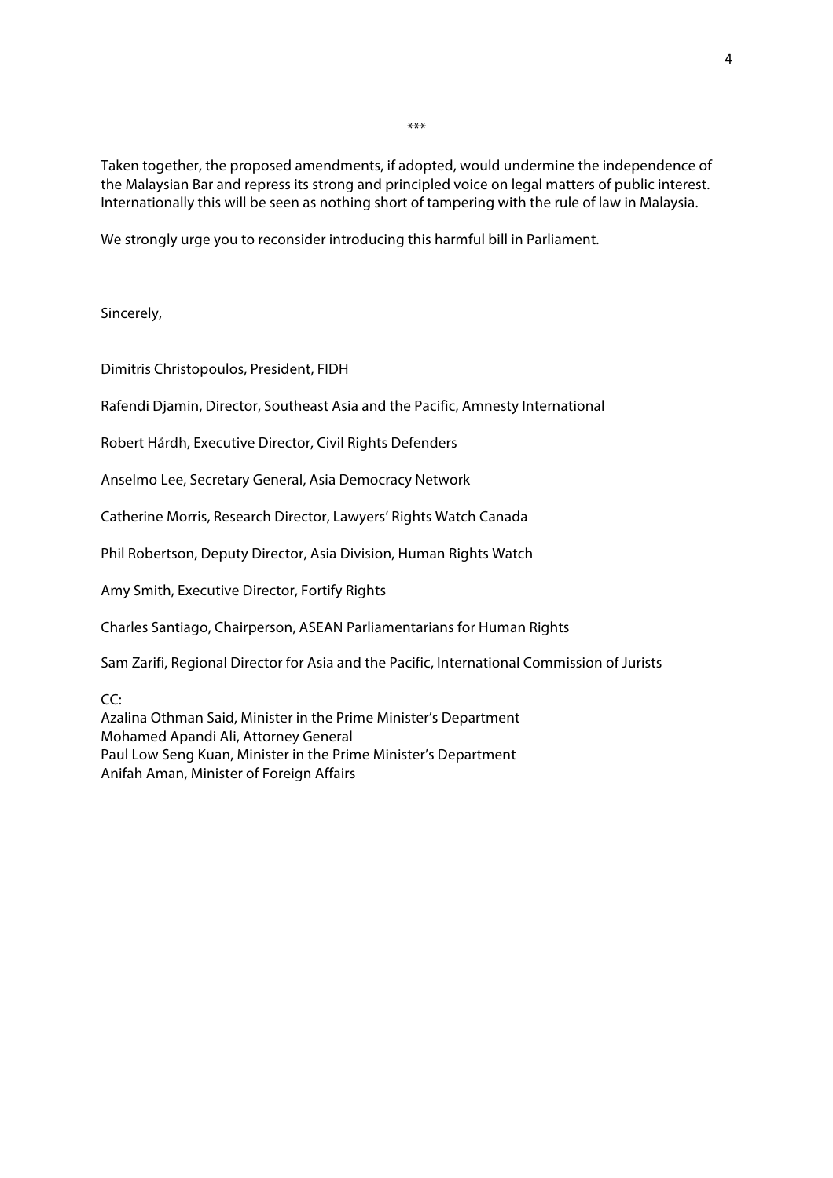***

Taken together, the proposed amendments, if adopted, would undermine the independence of the Malaysian Bar and repress its strong and principled voice on legal matters of public interest. Internationally this will be seen as nothing short of tampering with the rule of law in Malaysia.

We strongly urge you to reconsider introducing this harmful bill in Parliament.

Sincerely,

Dimitris Christopoulos, President, FIDH

Rafendi Djamin, Director, Southeast Asia and the Pacific, Amnesty International

Robert Hårdh, Executive Director, Civil Rights Defenders

Anselmo Lee, Secretary General, Asia Democracy Network

Catherine Morris, Research Director, Lawyers' Rights Watch Canada

Phil Robertson, Deputy Director, Asia Division, Human Rights Watch

Amy Smith, Executive Director, Fortify Rights

Charles Santiago, Chairperson, ASEAN Parliamentarians for Human Rights

Sam Zarifi, Regional Director for Asia and the Pacific, International Commission of Jurists

CC:
Azalina Othman Said, Minister in the Prime Minister's Department
Mohamed Apandi Ali, Attorney General
Paul Low Seng Kuan, Minister in the Prime Minister's Department
Anifah Aman, Minister of Foreign Affairs